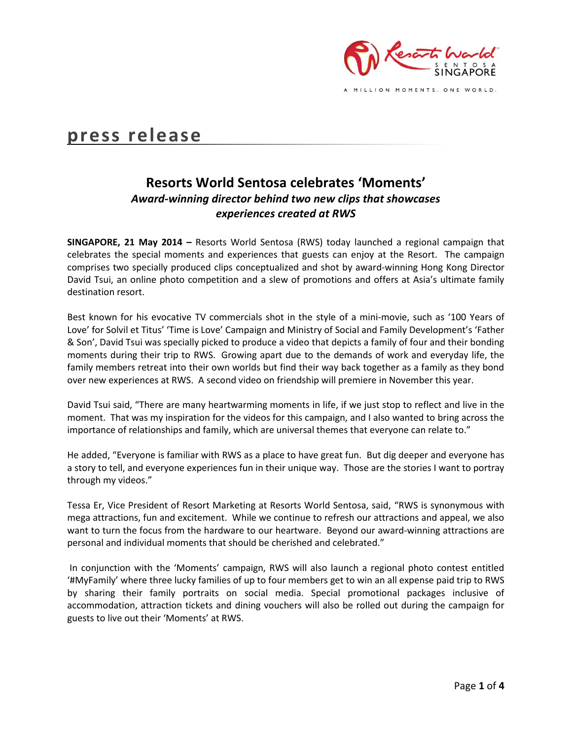# press release

## Resorts World Sentosa celebrates 'Moments'

### *Award-winning director behind two new clips that showcases experiences created at RWS*

**SINGAPORE, 21 May 2014 –** Resorts World Sentosa (RWS) today launched a regional campaign that celebrates the special moments and experiences that guests can enjoy at the Resort. The campaign comprises two specially produced clips conceptualized and shot by award-winning Hong Kong Director David Tsui, an online photo competition and a slew of promotions and offers at Asia's ultimate family destination resort.

Best known for his evocative TV commercials shot in the style of a mini-movie, such as '100 Years of Love' for Solvil et Titus' 'Time is Love' Campaign and Ministry of Social and Family Development's 'Father & Son', David Tsui was specially picked to produce a video that depicts a family of four and their bonding moments during their trip to RWS. Growing apart due to the demands of work and everyday life, the family members retreat into their own worlds but find their way back together as a family as they bond over new experiences at RWS. A second video on friendship will premiere in November this year.

David Tsui said, "There are many heartwarming moments in life, if we just stop to reflect and live in the moment. That was my inspiration for the videos for this campaign, and I also wanted to bring across the importance of relationships and family, which are universal themes that everyone can relate to."

He added, "Everyone is familiar with RWS as a place to have great fun. But dig deeper and everyone has a story to tell, and everyone experiences fun in their unique way. Those are the stories I want to portray through my videos."

Tessa Er, Vice President of Resort Marketing at Resorts World Sentosa, said, "RWS is synonymous with mega attractions, fun and excitement. While we continue to refresh our attractions and appeal, we also want to turn the focus from the hardware to our heartware. Beyond our award-winning attractions are personal and individual moments that should be cherished and celebrated."

In conjunction with the 'Moments' campaign, RWS will also launch a regional photo contest entitled '#MyFamily' where three lucky families of up to four members get to win an all expense paid trip to RWS by sharing their family portraits on social media. Special promotional packages inclusive of accommodation, attraction tickets and dining vouchers will also be rolled out during the campaign for guests to live out their 'Moments' at RWS.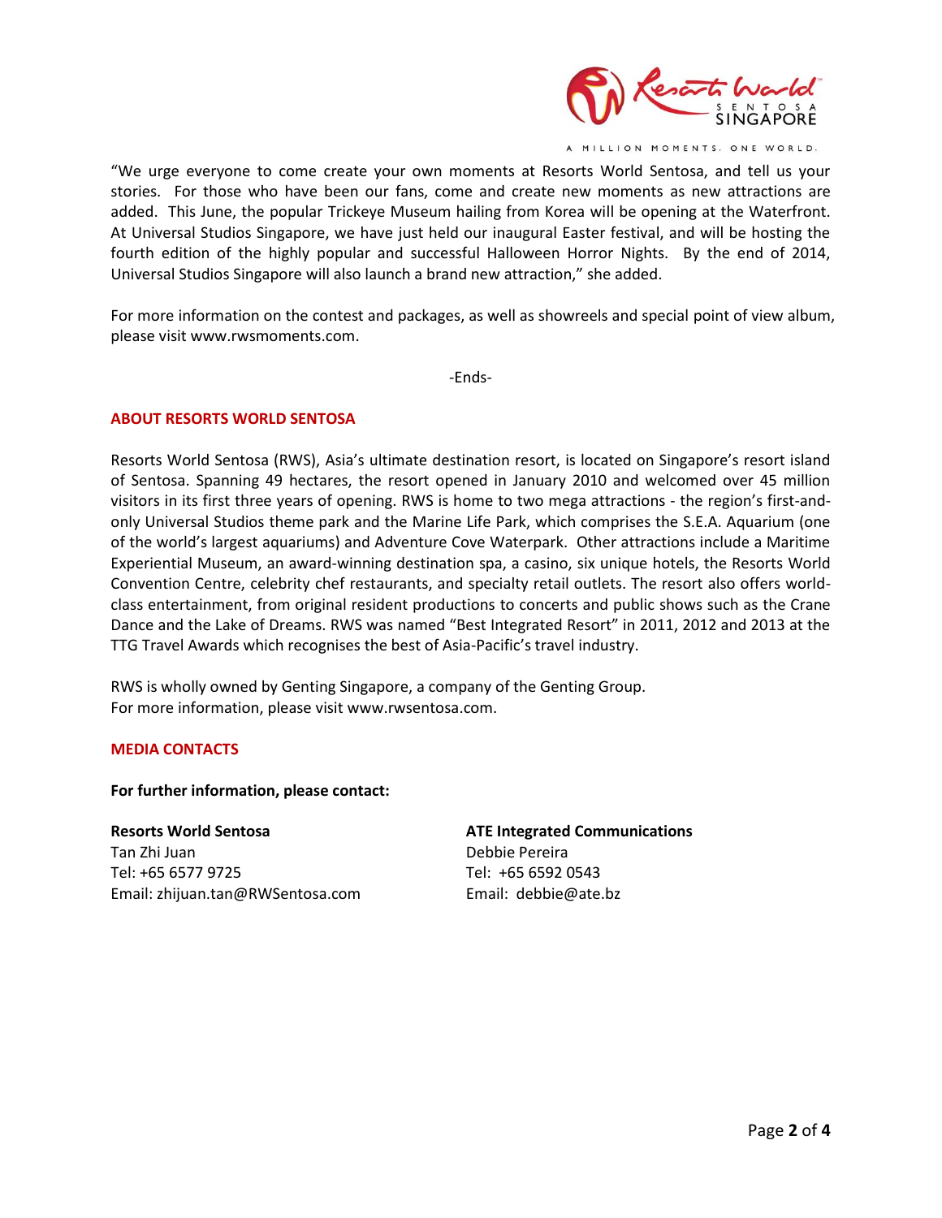"We urge everyone to come create your own moments at Resorts World Sentosa, and tell us your stories. For those who have been our fans, come and create new moments as new attractions are added. This June, the popular Trickeye Museum hailing from Korea will be opening at the Waterfront. At Universal Studios Singapore, we have just held our inaugural Easter festival, and will be hosting the fourth edition of the highly popular and successful Halloween Horror Nights. By the end of 2014, Universal Studios Singapore will also launch a brand new attraction," she added.

For more information on the contest and packages, as well as showreels and special point of view album, please visit www.rwsmoments.com.

-Ends-

## ABOUT RESORTS WORLD SENTOSA

Resorts World Sentosa (RWS), Asia's ultimate destination resort, is located on Singapore's resort island of Sentosa. Spanning 49 hectares, the resort opened in January 2010 and welcomed over 45 million visitors in its first three years of opening. RWS is home to two mega attractions - the region's first-and-only Universal Studios theme park and the Marine Life Park, which comprises the S.E.A. Aquarium (one of the world's largest aquariums) and Adventure Cove Waterpark. Other attractions include a Maritime Experiential Museum, an award-winning destination spa, a casino, six unique hotels, the Resorts World Convention Centre, celebrity chef restaurants, and specialty retail outlets. The resort also offers world-class entertainment, from original resident productions to concerts and public shows such as the Crane Dance and the Lake of Dreams. RWS was named "Best Integrated Resort" in 2011, 2012 and 2013 at the TTG Travel Awards which recognises the best of Asia-Pacific's travel industry.

RWS is wholly owned by Genting Singapore, a company of the Genting Group.
For more information, please visit www.rwsentosa.com.

## MEDIA CONTACTS

**For further information, please contact:**

**Resorts World Sentosa**
Tan Zhi Juan
Tel: +65 6577 9725
Email: zhijuan.tan@RWSentosa.com

**ATE Integrated Communications**
Debbie Pereira
Tel: +65 6592 0543
Email: debbie@ate.bz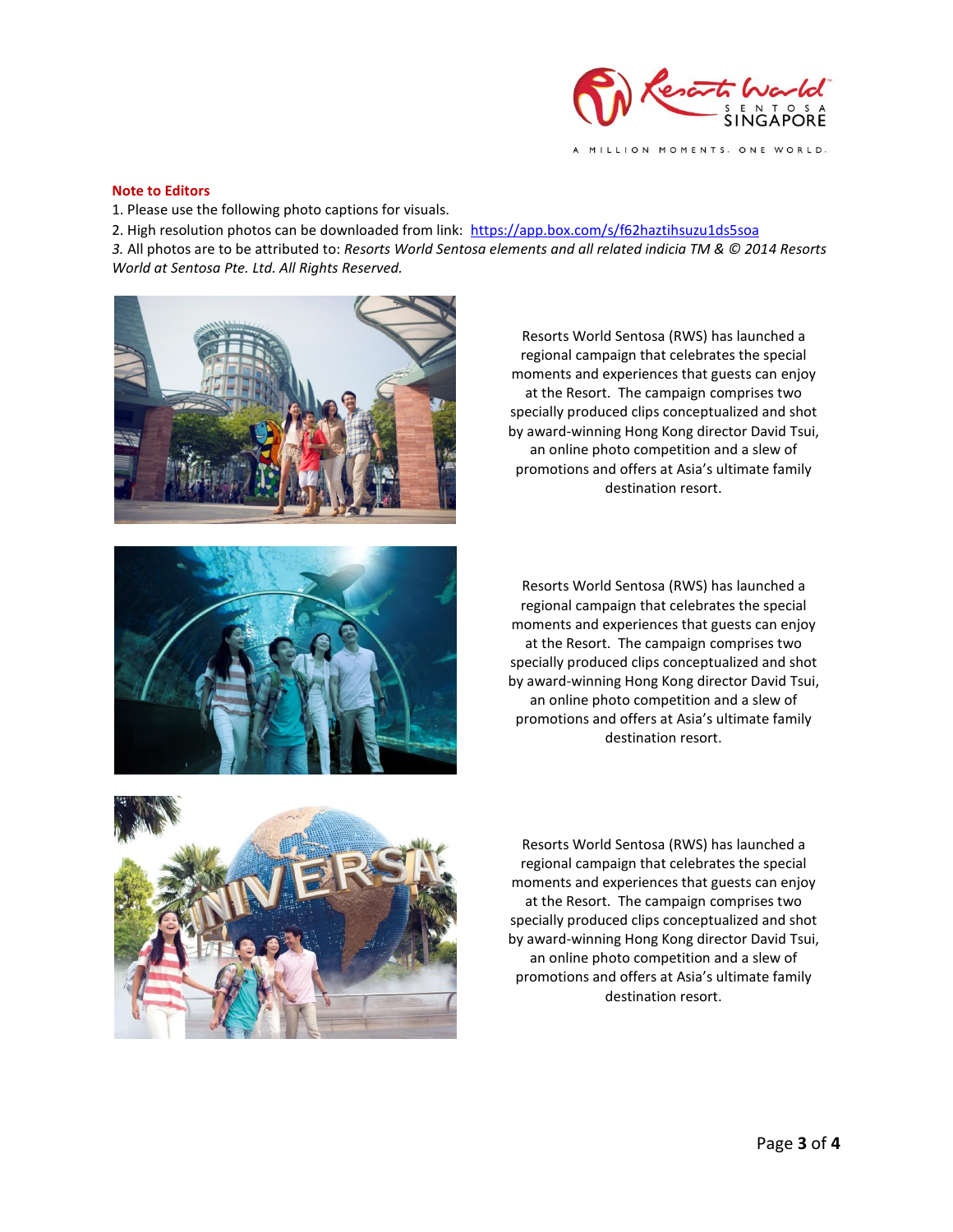**Note to Editors**

1. Please use the following photo captions for visuals.
2. High resolution photos can be downloaded from link: https://app.box.com/s/f62haztihsuzu1ds5soa
3. All photos are to be attributed to: *Resorts World Sentosa elements and all related indicia TM & © 2014 Resorts World at Sentosa Pte. Ltd. All Rights Reserved.*

Resorts World Sentosa (RWS) has launched a regional campaign that celebrates the special moments and experiences that guests can enjoy at the Resort. The campaign comprises two specially produced clips conceptualized and shot by award-winning Hong Kong director David Tsui, an online photo competition and a slew of promotions and offers at Asia's ultimate family destination resort.

Resorts World Sentosa (RWS) has launched a regional campaign that celebrates the special moments and experiences that guests can enjoy at the Resort. The campaign comprises two specially produced clips conceptualized and shot by award-winning Hong Kong director David Tsui, an online photo competition and a slew of promotions and offers at Asia's ultimate family destination resort.

Resorts World Sentosa (RWS) has launched a regional campaign that celebrates the special moments and experiences that guests can enjoy at the Resort. The campaign comprises two specially produced clips conceptualized and shot by award-winning Hong Kong director David Tsui, an online photo competition and a slew of promotions and offers at Asia's ultimate family destination resort.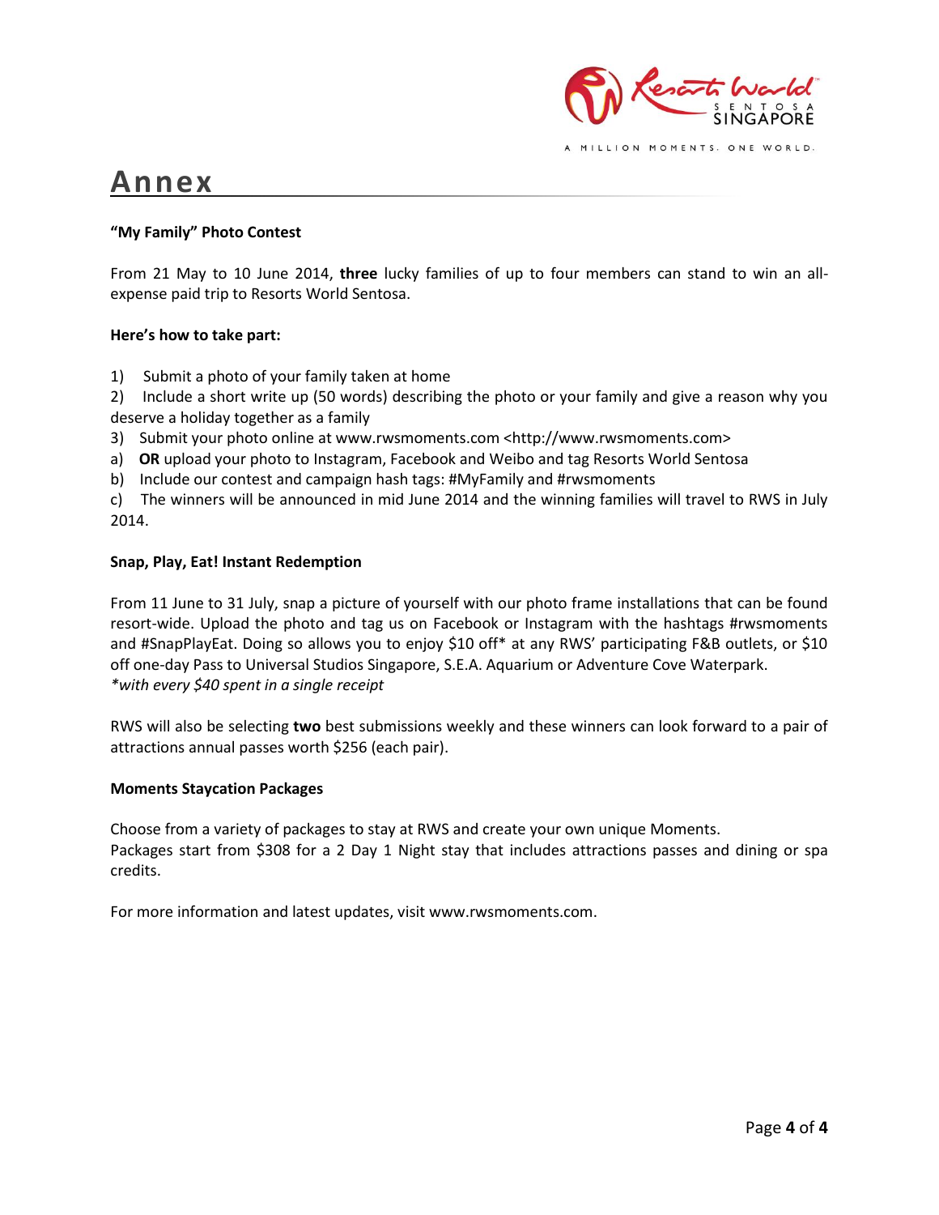# Annex

**"My Family" Photo Contest**

From 21 May to 10 June 2014, **three** lucky families of up to four members can stand to win an all-expense paid trip to Resorts World Sentosa.

**Here's how to take part:**

1) Submit a photo of your family taken at home
2) Include a short write up (50 words) describing the photo or your family and give a reason why you deserve a holiday together as a family
3) Submit your photo online at www.rwsmoments.com <http://www.rwsmoments.com>
a) **OR** upload your photo to Instagram, Facebook and Weibo and tag Resorts World Sentosa
b) Include our contest and campaign hash tags: #MyFamily and #rwsmoments
c) The winners will be announced in mid June 2014 and the winning families will travel to RWS in July 2014.

**Snap, Play, Eat! Instant Redemption**

From 11 June to 31 July, snap a picture of yourself with our photo frame installations that can be found resort-wide. Upload the photo and tag us on Facebook or Instagram with the hashtags #rwsmoments and #SnapPlayEat. Doing so allows you to enjoy $10 off* at any RWS' participating F&B outlets, or $10 off one-day Pass to Universal Studios Singapore, S.E.A. Aquarium or Adventure Cove Waterpark.
*\*with every $40 spent in a single receipt*

RWS will also be selecting **two** best submissions weekly and these winners can look forward to a pair of attractions annual passes worth $256 (each pair).

**Moments Staycation Packages**

Choose from a variety of packages to stay at RWS and create your own unique Moments.
Packages start from $308 for a 2 Day 1 Night stay that includes attractions passes and dining or spa credits.

For more information and latest updates, visit www.rwsmoments.com.